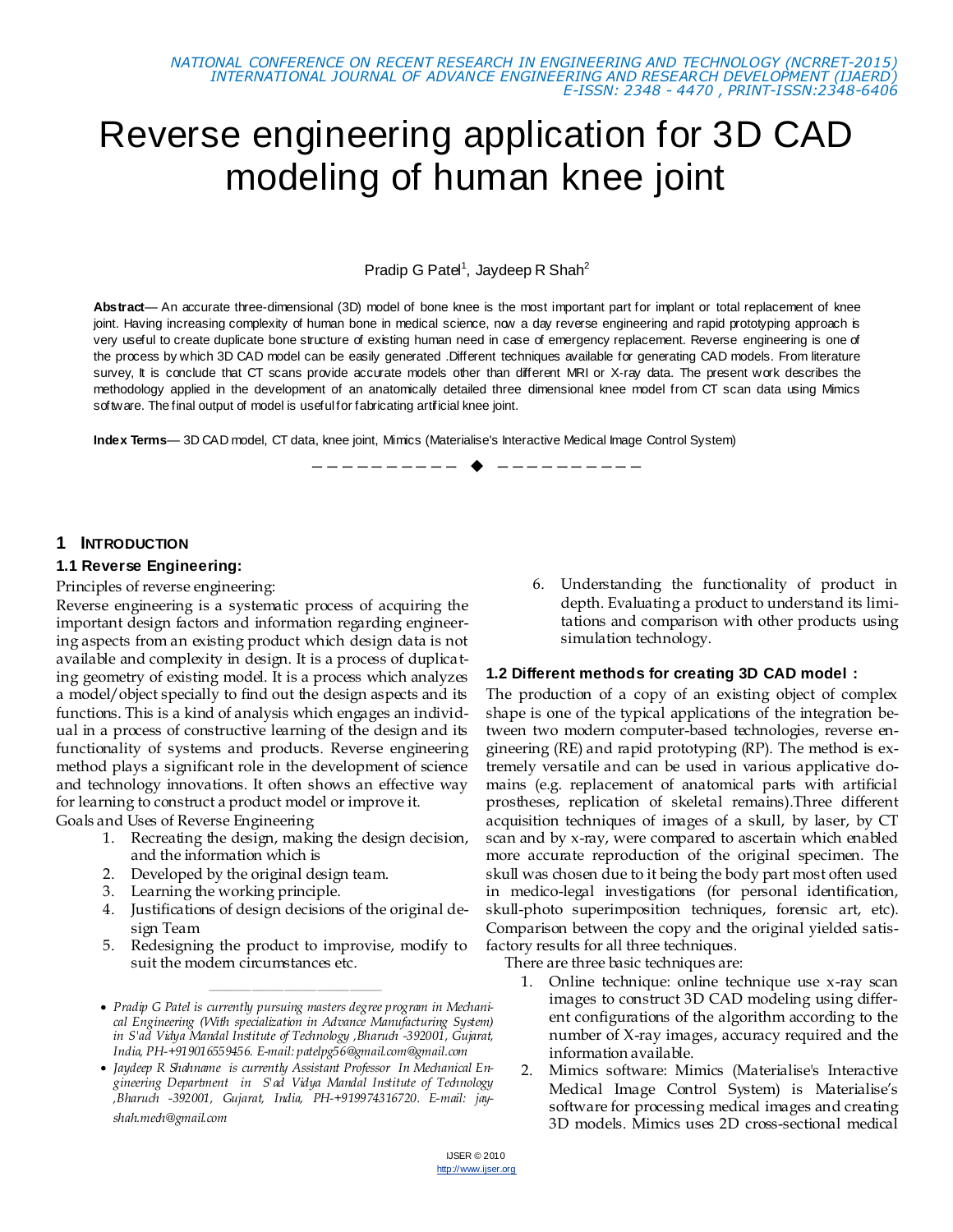# Reverse engineering application for 3D CAD modeling of human knee joint

Pradip G Patel[1], Jaydeep R Shah[2]

**Abstract**— An accurate three-dimensional (3D) model of bone knee is the most important part for implant or total replacement of knee joint. Having increasing complexity of human bone in medical science, now a day reverse engineering and rapid prototyping approach is very useful to create duplicate bone structure of existing human need in case of emergency replacement. Reverse engineering is one of the process by which 3D CAD model can be easily generated .Different techniques available for generating CAD models. From literature survey, It is conclude that CT scans provide accurate models other than different MRI or X-ray data. The present work describes the methodology applied in the development of an anatomically detailed three dimensional knee model from CT scan data using Mimics software. The final output of model is useful for fabricating artificial knee joint.

**Index Terms**— 3D CAD model, CT data, knee joint, Mimics (Materialise's Interactive Medical Image Control System)

## 1 Introduction

### 1.1 Reverse Engineering:

Principles of reverse engineering:

Reverse engineering is a systematic process of acquiring the important design factors and information regarding engineering aspects from an existing product which design data is not available and complexity in design. It is a process of duplicating geometry of existing model. It is a process which analyzes a model/object specially to find out the design aspects and its functions. This is a kind of analysis which engages an individual in a process of constructive learning of the design and its functionality of systems and products. Reverse engineering method plays a significant role in the development of science and technology innovations. It often shows an effective way for learning to construct a product model or improve it.

Goals and Uses of Reverse Engineering

1. Recreating the design, making the design decision, and the information which is
2. Developed by the original design team.
3. Learning the working principle.
4. Justifications of design decisions of the original design Team
5. Redesigning the product to improvise, modify to suit the modern circumstances etc.
6. Understanding the functionality of product in depth. Evaluating a product to understand its limitations and comparison with other products using simulation technology.

### 1.2 Different methods for creating 3D CAD model :

The production of a copy of an existing object of complex shape is one of the typical applications of the integration between two modern computer-based technologies, reverse engineering (RE) and rapid prototyping (RP). The method is extremely versatile and can be used in various applicative domains (e.g. replacement of anatomical parts with artificial prostheses, replication of skeletal remains).Three different acquisition techniques of images of a skull, by laser, by CT scan and by x-ray, were compared to ascertain which enabled more accurate reproduction of the original specimen. The skull was chosen due to it being the body part most often used in medico-legal investigations (for personal identification, skull-photo superimposition techniques, forensic art, etc). Comparison between the copy and the original yielded satisfactory results for all three techniques.

There are three basic techniques are:

1. Online technique: online technique use x-ray scan images to construct 3D CAD modeling using different configurations of the algorithm according to the number of X-ray images, accuracy required and the information available.
2. Mimics software: Mimics (Materialise's Interactive Medical Image Control System) is Materialise's software for processing medical images and creating 3D models. Mimics uses 2D cross-sectional medical

---

- *Pradip G Patel is currently pursuing masters degree program in Mechanical Engineering (With specialization in Advance Manufacturing System) in S'ad Vidya Mandal Institute of Technology ,Bharuch -392001, Gujarat, India, PH-+919016559456. E-mail: patelpg56@gmail.com@gmail.com*
- *Jaydeep R Shahname is currently Assistant Professor In Mechanical Engineering Department in S'ad Vidya Mandal Institute of Technology ,Bharuch -392001, Gujarat, India, PH-+919974316720. E-mail: jayshah.mech@gmail.com*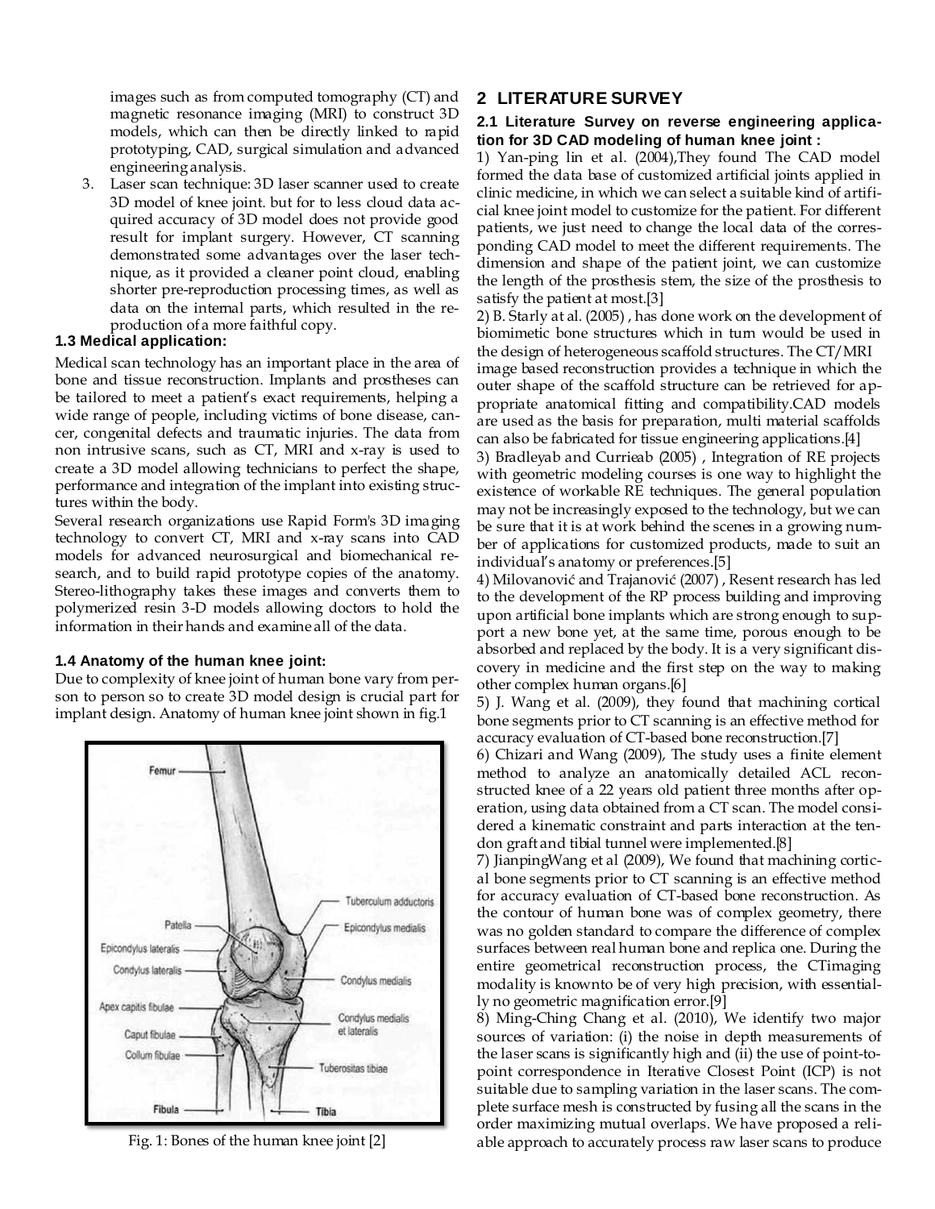images such as from computed tomography (CT) and magnetic resonance imaging (MRI) to construct 3D models, which can then be directly linked to rapid prototyping, CAD, surgical simulation and advanced engineering analysis.

3. Laser scan technique: 3D laser scanner used to create 3D model of knee joint. but for to less cloud data acquired accuracy of 3D model does not provide good result for implant surgery. However, CT scanning demonstrated some advantages over the laser technique, as it provided a cleaner point cloud, enabling shorter pre-reproduction processing times, as well as data on the internal parts, which resulted in the reproduction of a more faithful copy.

### 1.3 Medical application:

Medical scan technology has an important place in the area of bone and tissue reconstruction. Implants and prostheses can be tailored to meet a patient's exact requirements, helping a wide range of people, including victims of bone disease, cancer, congenital defects and traumatic injuries. The data from non intrusive scans, such as CT, MRI and x-ray is used to create a 3D model allowing technicians to perfect the shape, performance and integration of the implant into existing structures within the body.

Several research organizations use Rapid Form's 3D imaging technology to convert CT, MRI and x-ray scans into CAD models for advanced neurosurgical and biomechanical research, and to build rapid prototype copies of the anatomy. Stereo-lithography takes these images and converts them to polymerized resin 3-D models allowing doctors to hold the information in their hands and examine all of the data.

### 1.4 Anatomy of the human knee joint:

Due to complexity of knee joint of human bone vary from person to person so to create 3D model design is crucial part for implant design. Anatomy of human knee joint shown in fig.1

Fig. 1: Bones of the human knee joint [2]

## 2 LITERATURE SURVEY

### 2.1 Literature Survey on reverse engineering application for 3D CAD modeling of human knee joint :

1) Yan-ping lin et al. (2004),They found The CAD model formed the data base of customized artificial joints applied in clinic medicine, in which we can select a suitable kind of artificial knee joint model to customize for the patient. For different patients, we just need to change the local data of the corresponding CAD model to meet the different requirements. The dimension and shape of the patient joint, we can customize the length of the prosthesis stem, the size of the prosthesis to satisfy the patient at most.[3]

2) B. Starly at al. (2005) , has done work on the development of biomimetic bone structures which in turn would be used in the design of heterogeneous scaffold structures. The CT/MRI image based reconstruction provides a technique in which the outer shape of the scaffold structure can be retrieved for appropriate anatomical fitting and compatibility.CAD models are used as the basis for preparation, multi material scaffolds can also be fabricated for tissue engineering applications.[4]

3) Bradleyab and Currieab (2005) , Integration of RE projects with geometric modeling courses is one way to highlight the existence of workable RE techniques. The general population may not be increasingly exposed to the technology, but we can be sure that it is at work behind the scenes in a growing number of applications for customized products, made to suit an individual's anatomy or preferences.[5]

4) Milovanović and Trajanović (2007) , Resent research has led to the development of the RP process building and improving upon artificial bone implants which are strong enough to support a new bone yet, at the same time, porous enough to be absorbed and replaced by the body. It is a very significant discovery in medicine and the first step on the way to making other complex human organs.[6]

5) J. Wang et al. (2009), they found that machining cortical bone segments prior to CT scanning is an effective method for accuracy evaluation of CT-based bone reconstruction.[7]

6) Chizari and Wang (2009), The study uses a finite element method to analyze an anatomically detailed ACL reconstructed knee of a 22 years old patient three months after operation, using data obtained from a CT scan. The model considered a kinematic constraint and parts interaction at the tendon graft and tibial tunnel were implemented.[8]

7) JianpingWang et al (2009), We found that machining cortical bone segments prior to CT scanning is an effective method for accuracy evaluation of CT-based bone reconstruction. As the contour of human bone was of complex geometry, there was no golden standard to compare the difference of complex surfaces between real human bone and replica one. During the entire geometrical reconstruction process, the CTimaging modality is knownto be of very high precision, with essentially no geometric magnification error.[9]

8) Ming-Ching Chang et al. (2010), We identify two major sources of variation: (i) the noise in depth measurements of the laser scans is significantly high and (ii) the use of point-to-point correspondence in Iterative Closest Point (ICP) is not suitable due to sampling variation in the laser scans. The complete surface mesh is constructed by fusing all the scans in the order maximizing mutual overlaps. We have proposed a reliable approach to accurately process raw laser scans to produce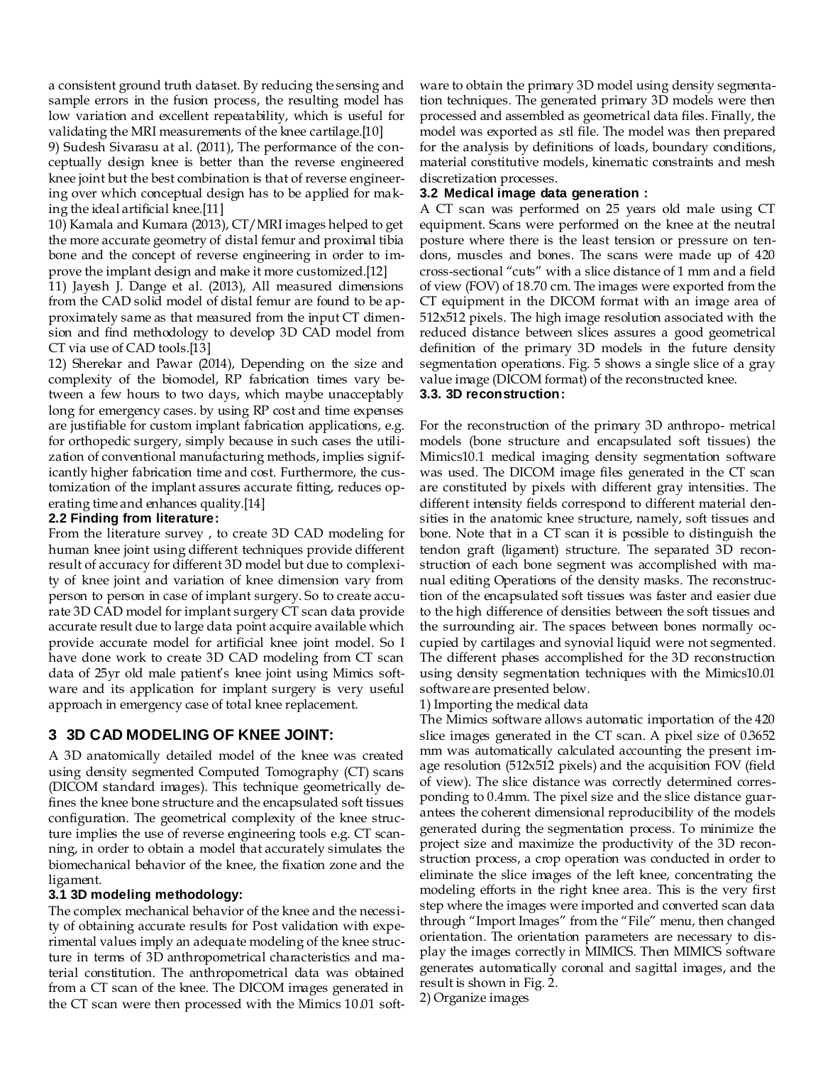a consistent ground truth dataset. By reducing the sensing and sample errors in the fusion process, the resulting model has low variation and excellent repeatability, which is useful for validating the MRI measurements of the knee cartilage.[10]

9) Sudesh Sivarasu at al. (2011), The performance of the conceptually design knee is better than the reverse engineered knee joint but the best combination is that of reverse engineering over which conceptual design has to be applied for making the ideal artificial knee.[11]

10) Kamala and Kumara (2013), CT/MRI images helped to get the more accurate geometry of distal femur and proximal tibia bone and the concept of reverse engineering in order to improve the implant design and make it more customized.[12]

11) Jayesh J. Dange et al. (2013), All measured dimensions from the CAD solid model of distal femur are found to be approximately same as that measured from the input CT dimension and find methodology to develop 3D CAD model from CT via use of CAD tools.[13]

12) Sherekar and Pawar (2014), Depending on the size and complexity of the biomodel, RP fabrication times vary between a few hours to two days, which maybe unacceptably long for emergency cases. by using RP cost and time expenses are justifiable for custom implant fabrication applications, e.g. for orthopedic surgery, simply because in such cases the utilization of conventional manufacturing methods, implies significantly higher fabrication time and cost. Furthermore, the customization of the implant assures accurate fitting, reduces operating time and enhances quality.[14]

### 2.2 Finding from literature:

From the literature survey , to create 3D CAD modeling for human knee joint using different techniques provide different result of accuracy for different 3D model but due to complexity of knee joint and variation of knee dimension vary from person to person in case of implant surgery. So to create accurate 3D CAD model for implant surgery CT scan data provide accurate result due to large data point acquire available which provide accurate model for artificial knee joint model. So I have done work to create 3D CAD modeling from CT scan data of 25yr old male patient's knee joint using Mimics software and its application for implant surgery is very useful approach in emergency case of total knee replacement.

## 3 3D CAD MODELING OF KNEE JOINT:

A 3D anatomically detailed model of the knee was created using density segmented Computed Tomography (CT) scans (DICOM standard images). This technique geometrically defines the knee bone structure and the encapsulated soft tissues configuration. The geometrical complexity of the knee structure implies the use of reverse engineering tools e.g. CT scanning, in order to obtain a model that accurately simulates the biomechanical behavior of the knee, the fixation zone and the ligament.

### 3.1 3D modeling methodology:

The complex mechanical behavior of the knee and the necessity of obtaining accurate results for Post validation with experimental values imply an adequate modeling of the knee structure in terms of 3D anthropometrical characteristics and material constitution. The anthropometrical data was obtained from a CT scan of the knee. The DICOM images generated in the CT scan were then processed with the Mimics 10.01 software to obtain the primary 3D model using density segmentation techniques. The generated primary 3D models were then processed and assembled as geometrical data files. Finally, the model was exported as .stl file. The model was then prepared for the analysis by definitions of loads, boundary conditions, material constitutive models, kinematic constraints and mesh discretization processes.

### 3.2 Medical image data generation :

A CT scan was performed on 25 years old male using CT equipment. Scans were performed on the knee at the neutral posture where there is the least tension or pressure on tendons, muscles and bones. The scans were made up of 420 cross-sectional "cuts" with a slice distance of 1 mm and a field of view (FOV) of 18.70 cm. The images were exported from the CT equipment in the DICOM format with an image area of 512x512 pixels. The high image resolution associated with the reduced distance between slices assures a good geometrical definition of the primary 3D models in the future density segmentation operations. Fig. 5 shows a single slice of a gray value image (DICOM format) of the reconstructed knee.

### 3.3. 3D reconstruction:

For the reconstruction of the primary 3D anthropo- metrical models (bone structure and encapsulated soft tissues) the Mimics10.1 medical imaging density segmentation software was used. The DICOM image files generated in the CT scan are constituted by pixels with different gray intensities. The different intensity fields correspond to different material densities in the anatomic knee structure, namely, soft tissues and bone. Note that in a CT scan it is possible to distinguish the tendon graft (ligament) structure. The separated 3D reconstruction of each bone segment was accomplished with manual editing Operations of the density masks. The reconstruction of the encapsulated soft tissues was faster and easier due to the high difference of densities between the soft tissues and the surrounding air. The spaces between bones normally occupied by cartilages and synovial liquid were not segmented. The different phases accomplished for the 3D reconstruction using density segmentation techniques with the Mimics10.01 software are presented below.

1) Importing the medical data

The Mimics software allows automatic importation of the 420 slice images generated in the CT scan. A pixel size of 0.3652 mm was automatically calculated accounting the present image resolution (512x512 pixels) and the acquisition FOV (field of view). The slice distance was correctly determined corresponding to 0.4mm. The pixel size and the slice distance guarantees the coherent dimensional reproducibility of the models generated during the segmentation process. To minimize the project size and maximize the productivity of the 3D reconstruction process, a crop operation was conducted in order to eliminate the slice images of the left knee, concentrating the modeling efforts in the right knee area. This is the very first step where the images were imported and converted scan data through "Import Images" from the "File" menu, then changed orientation. The orientation parameters are necessary to display the images correctly in MIMICS. Then MIMICS software generates automatically coronal and sagittal images, and the result is shown in Fig. 2.

2) Organize images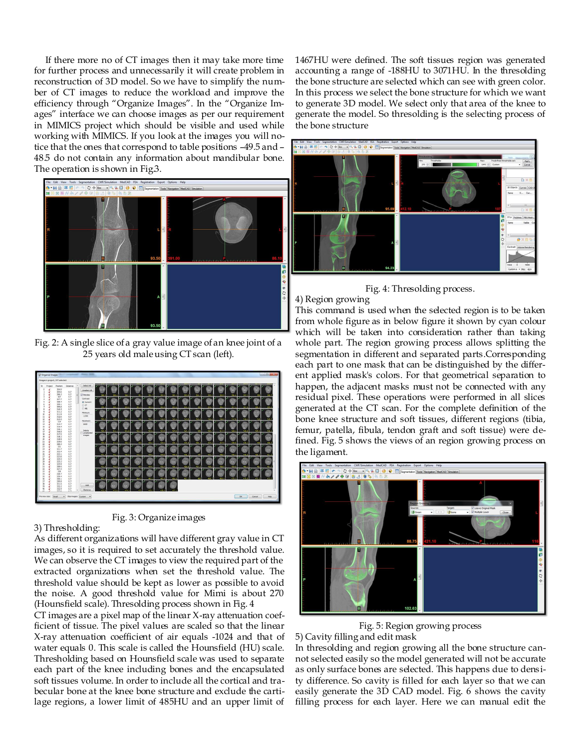If there more no of CT images then it may take more time for further process and unnecessarily it will create problem in reconstruction of 3D model. So we have to simplify the number of CT images to reduce the workload and improve the efficiency through "Organize Images". In the "Organize Images" interface we can choose images as per our requirement in MIMICS project which should be visible and used while working with MIMICS. If you look at the images you will notice that the ones that correspond to table positions –49.5 and –48.5 do not contain any information about mandibular bone. The operation is shown in Fig.3.

Fig. 2: A single slice of a gray value image of an knee joint of a 25 years old male using CT scan (left).

Fig. 3: Organize images

3) Thresholding:

As different organizations will have different gray value in CT images, so it is required to set accurately the threshold value. We can observe the CT images to view the required part of the extracted organizations when set the threshold value. The threshold value should be kept as lower as possible to avoid the noise. A good threshold value for Mimi is about 270 (Hounsfield scale). Thresolding process shown in Fig. 4

CT images are a pixel map of the linear X-ray attenuation coefficient of tissue. The pixel values are scaled so that the linear X-ray attenuation coefficient of air equals -1024 and that of water equals 0. This scale is called the Hounsfield (HU) scale. Thresholding based on Hounsfield scale was used to separate each part of the knee including bones and the encapsulated soft tissues volume. In order to include all the cortical and trabecular bone at the knee bone structure and exclude the cartilage regions, a lower limit of 485HU and an upper limit of 1467HU were defined. The soft tissues region was generated accounting a range of -188HU to 3071HU. In the thresolding the bone structure are selected which can see with green color. In this process we select the bone structure for which we want to generate 3D model. We select only that area of the knee to generate the model. So thresolding is the selecting process of the bone structure

Fig. 4: Thresolding process.

4) Region growing

This command is used when the selected region is to be taken from whole figure as in below figure it shown by cyan colour which will be taken into consideration rather than taking whole part. The region growing process allows splitting the segmentation in different and separated parts.Corresponding each part to one mask that can be distinguished by the different applied mask's colors. For that geometrical separation to happen, the adjacent masks must not be connected with any residual pixel. These operations were performed in all slices generated at the CT scan. For the complete definition of the bone knee structure and soft tissues, different regions (tibia, femur, patella, fibula, tendon graft and soft tissue) were defined. Fig. 5 shows the views of an region growing process on the ligament.

Fig. 5: Region growing process

5) Cavity filling and edit mask

In thresolding and region growing all the bone structure cannot selected easily so the model generated will not be accurate as only surface bones are selected. This happens due to density difference. So cavity is filled for each layer so that we can easily generate the 3D CAD model. Fig. 6 shows the cavity filling process for each layer. Here we can manual edit the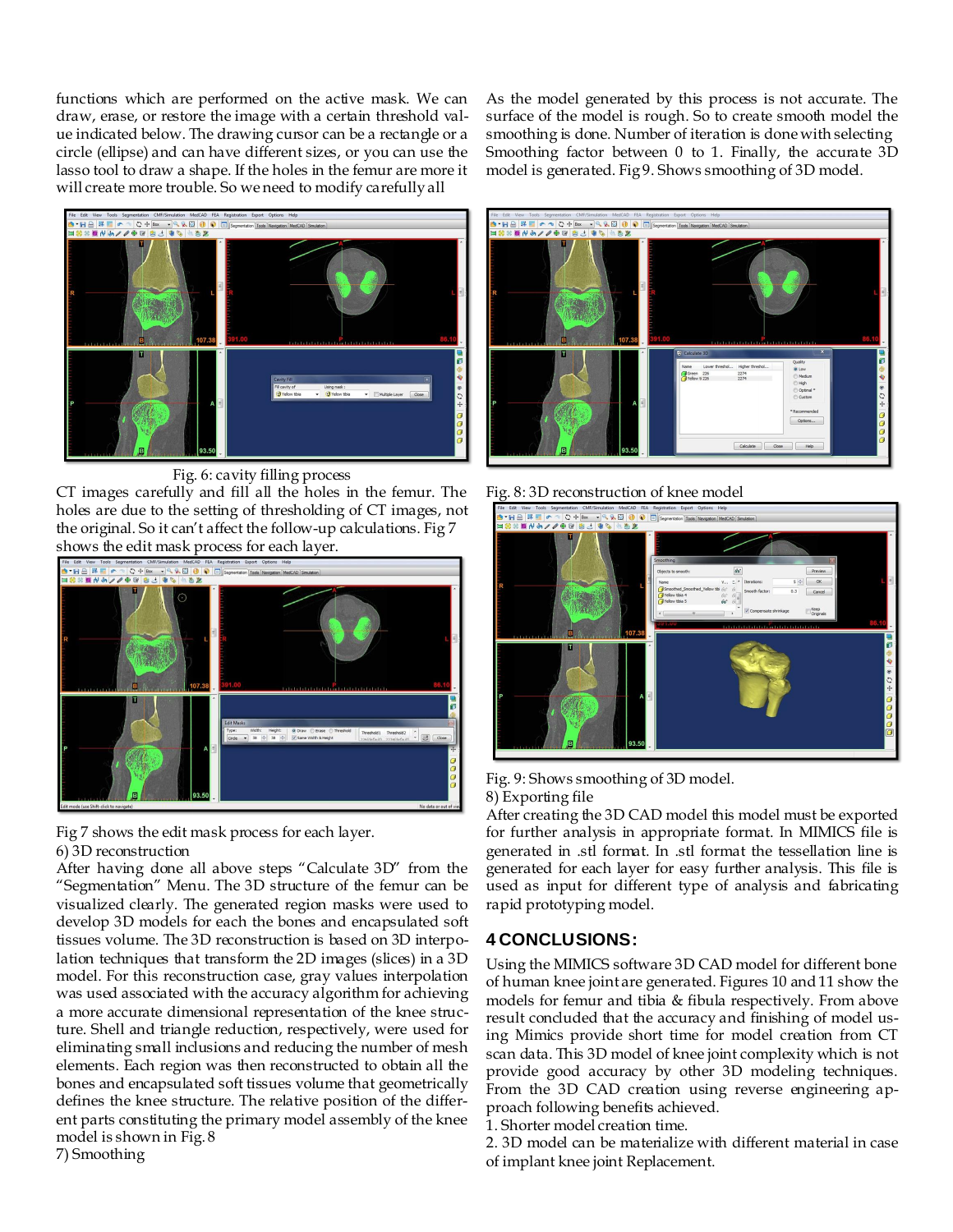functions which are performed on the active mask. We can draw, erase, or restore the image with a certain threshold value indicated below. The drawing cursor can be a rectangle or a circle (ellipse) and can have different sizes, or you can use the lasso tool to draw a shape. If the holes in the femur are more it will create more trouble. So we need to modify carefully all

Fig. 6: cavity filling process

CT images carefully and fill all the holes in the femur. The holes are due to the setting of thresholding of CT images, not the original. So it can't affect the follow-up calculations. Fig 7 shows the edit mask process for each layer.

Fig 7 shows the edit mask process for each layer.

6) 3D reconstruction

After having done all above steps "Calculate 3D" from the "Segmentation" Menu. The 3D structure of the femur can be visualized clearly. The generated region masks were used to develop 3D models for each the bones and encapsulated soft tissues volume. The 3D reconstruction is based on 3D interpolation techniques that transform the 2D images (slices) in a 3D model. For this reconstruction case, gray values interpolation was used associated with the accuracy algorithm for achieving a more accurate dimensional representation of the knee structure. Shell and triangle reduction, respectively, were used for eliminating small inclusions and reducing the number of mesh elements. Each region was then reconstructed to obtain all the bones and encapsulated soft tissues volume that geometrically defines the knee structure. The relative position of the different parts constituting the primary model assembly of the knee model is shown in Fig. 8

7) Smoothing

As the model generated by this process is not accurate. The surface of the model is rough. So to create smooth model the smoothing is done. Number of iteration is done with selecting Smoothing factor between 0 to 1. Finally, the accurate 3D model is generated. Fig 9. Shows smoothing of 3D model.

Fig. 8: 3D reconstruction of knee model

Fig. 9: Shows smoothing of 3D model.

8) Exporting file

After creating the 3D CAD model this model must be exported for further analysis in appropriate format. In MIMICS file is generated in .stl format. In .stl format the tessellation line is generated for each layer for easy further analysis. This file is used as input for different type of analysis and fabricating rapid prototyping model.

## 4 CONCLUSIONS:

Using the MIMICS software 3D CAD model for different bone of human knee joint are generated. Figures 10 and 11 show the models for femur and tibia & fibula respectively. From above result concluded that the accuracy and finishing of model using Mimics provide short time for model creation from CT scan data. This 3D model of knee joint complexity which is not provide good accuracy by other 3D modeling techniques. From the 3D CAD creation using reverse engineering approach following benefits achieved.

1. Shorter model creation time.
2. 3D model can be materialize with different material in case of implant knee joint Replacement.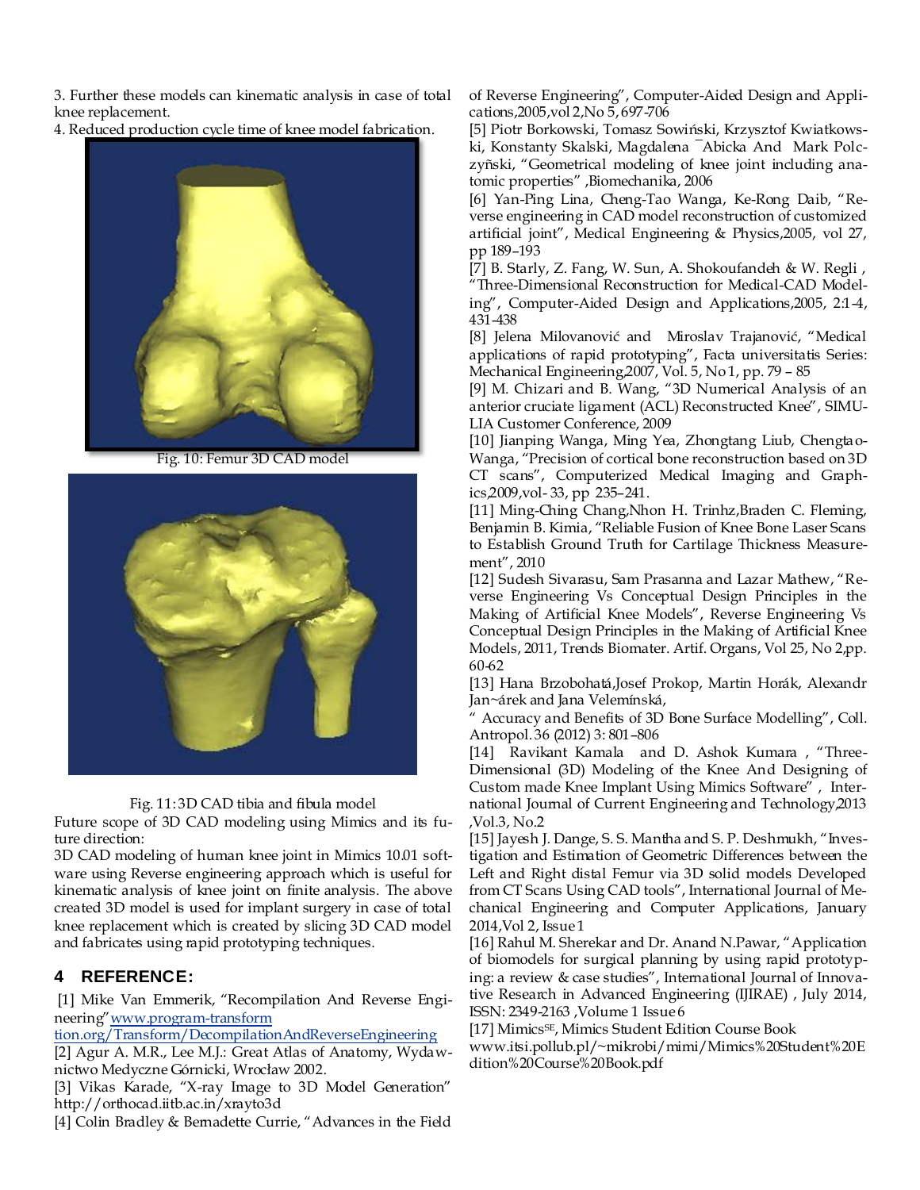3. Further these models can kinematic analysis in case of total knee replacement.

4. Reduced production cycle time of knee model fabrication.

Fig. 10: Femur 3D CAD model

Fig. 11: 3D CAD tibia and fibula model

Future scope of 3D CAD modeling using Mimics and its future direction:

3D CAD modeling of human knee joint in Mimics 10.01 software using Reverse engineering approach which is useful for kinematic analysis of knee joint on finite analysis. The above created 3D model is used for implant surgery in case of total knee replacement which is created by slicing 3D CAD model and fabricates using rapid prototyping techniques.

## 4 REFERENCE:

[1] Mike Van Emmerik, "Recompilation And Reverse Engineering" www.program-transformation.org/Transform/DecompilationAndReverseEngineering

[2] Agur A. M.R., Lee M.J.: Great Atlas of Anatomy, Wydawnictwo Medyczne Górnicki, Wrocław 2002.

[3] Vikas Karade, "X-ray Image to 3D Model Generation" http://orthocad.iitb.ac.in/xrayto3d

[4] Colin Bradley & Bernadette Currie, "Advances in the Field of Reverse Engineering", Computer-Aided Design and Applications,2005,vol 2,No 5, 697-706

[5] Piotr Borkowski, Tomasz Sowiński, Krzysztof Kwiatkowski, Konstanty Skalski, Magdalena ¯Abicka And Mark Polczyñski, "Geometrical modeling of knee joint including anatomic properties" ,Biomechanika, 2006

[6] Yan-Ping Lina, Cheng-Tao Wanga, Ke-Rong Daib, "Reverse engineering in CAD model reconstruction of customized artificial joint", Medical Engineering & Physics,2005, vol 27, pp 189–193

[7] B. Starly, Z. Fang, W. Sun, A. Shokoufandeh & W. Regli , "Three-Dimensional Reconstruction for Medical-CAD Modeling", Computer-Aided Design and Applications,2005, 2:1-4, 431-438

[8] Jelena Milovanović and Miroslav Trajanović, "Medical applications of rapid prototyping", Facta universitatis Series: Mechanical Engineering,2007, Vol. 5, No 1, pp. 79 – 85

[9] M. Chizari and B. Wang, "3D Numerical Analysis of an anterior cruciate ligament (ACL) Reconstructed Knee", SIMULIA Customer Conference, 2009

[10] Jianping Wanga, Ming Yea, Zhongtang Liub, Chengtao-Wanga, "Precision of cortical bone reconstruction based on 3D CT scans", Computerized Medical Imaging and Graphics,2009,vol- 33, pp 235–241.

[11] Ming-Ching Chang,Nhon H. Trinhz,Braden C. Fleming, Benjamin B. Kimia, "Reliable Fusion of Knee Bone Laser Scans to Establish Ground Truth for Cartilage Thickness Measurement", 2010

[12] Sudesh Sivarasu, Sam Prasanna and Lazar Mathew, "Reverse Engineering Vs Conceptual Design Principles in the Making of Artificial Knee Models", Reverse Engineering Vs Conceptual Design Principles in the Making of Artificial Knee Models, 2011, Trends Biomater. Artif. Organs, Vol 25, No 2,pp. 60-62

[13] Hana Brzobohatá,Josef Prokop, Martin Horák, Alexandr Jan~árek and Jana Velemínská,
" Accuracy and Benefits of 3D Bone Surface Modelling", Coll. Antropol. 36 (2012) 3: 801–806

[14] Ravikant Kamala and D. Ashok Kumara , "Three-Dimensional (3D) Modeling of the Knee And Designing of Custom made Knee Implant Using Mimics Software" , International Journal of Current Engineering and Technology,2013 ,Vol.3, No.2

[15] Jayesh J. Dange, S. S. Mantha and S. P. Deshmukh, "Investigation and Estimation of Geometric Differences between the Left and Right distal Femur via 3D solid models Developed from CT Scans Using CAD tools", International Journal of Mechanical Engineering and Computer Applications, January 2014,Vol 2, Issue 1

[16] Rahul M. Sherekar and Dr. Anand N.Pawar, "Application of biomodels for surgical planning by using rapid prototyping: a review & case studies", International Journal of Innovative Research in Advanced Engineering (IJIRAE) , July 2014, ISSN: 2349-2163 ,Volume 1 Issue 6

[17] Mimics[SE], Mimics Student Edition Course Book www.itsi.pollub.pl/~mikrobi/mimi/Mimics%20Student%20Edition%20Course%20Book.pdf